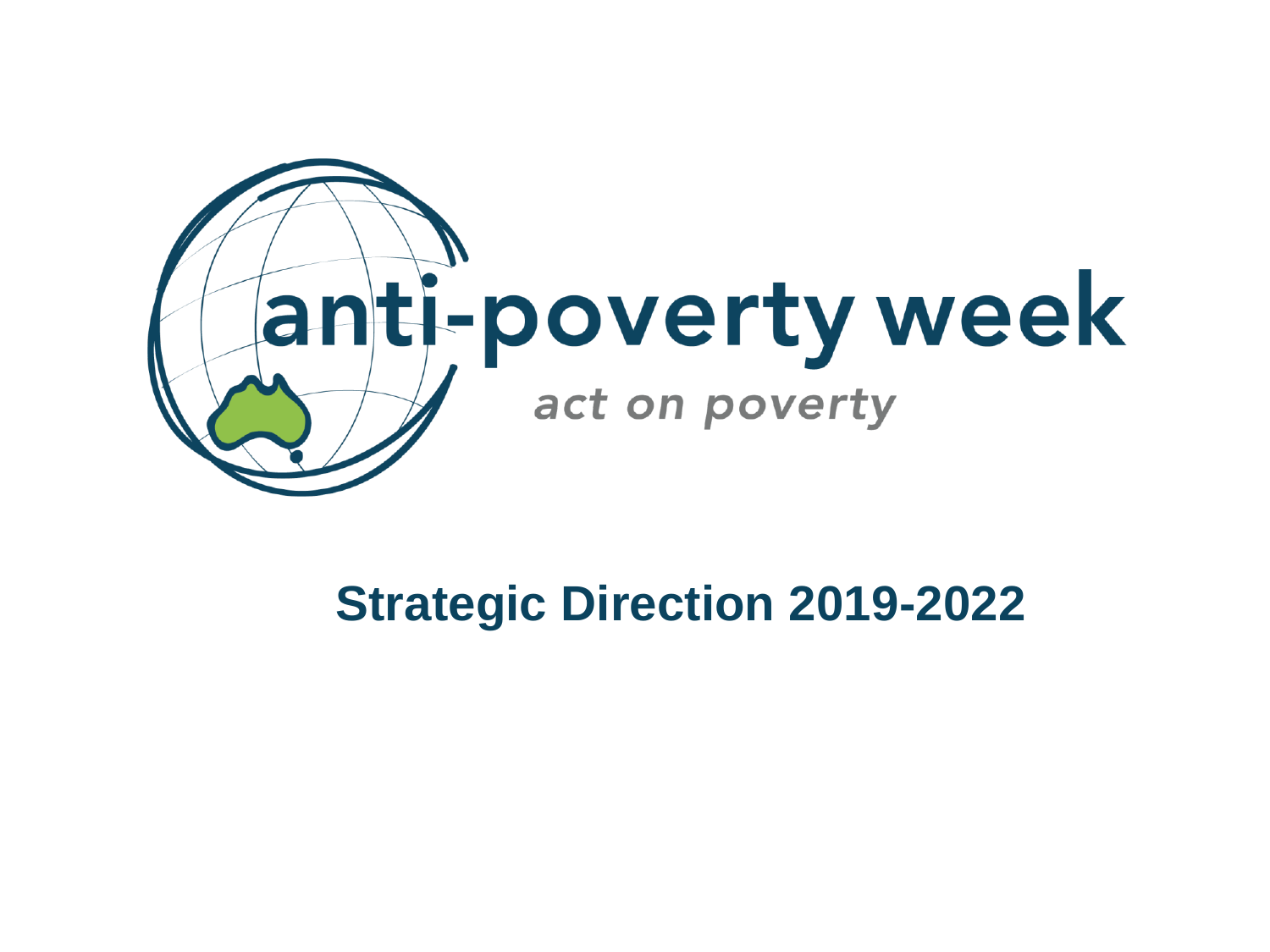anti-poverty week

*act on poverty*

# Strategic Direction 2019-2022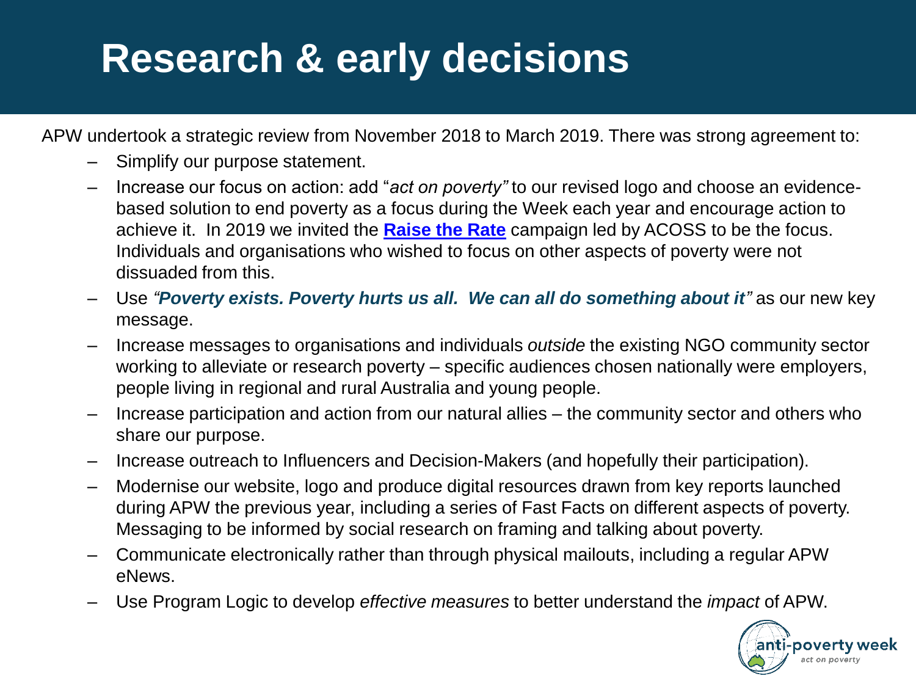# Research & early decisions

APW undertook a strategic review from November 2018 to March 2019. There was strong agreement to:

- Simplify our purpose statement.
- Increase our focus on action: add "*act on poverty"* to our revised logo and choose an evidence-based solution to end poverty as a focus during the Week each year and encourage action to achieve it. In 2019 we invited the **Raise the Rate** campaign led by ACOSS to be the focus. Individuals and organisations who wished to focus on other aspects of poverty were not dissuaded from this.
- Use ***"Poverty exists. Poverty hurts us all. We can all do something about it"*** as our new key message.
- Increase messages to organisations and individuals *outside* the existing NGO community sector working to alleviate or research poverty – specific audiences chosen nationally were employers, people living in regional and rural Australia and young people.
- Increase participation and action from our natural allies – the community sector and others who share our purpose.
- Increase outreach to Influencers and Decision-Makers (and hopefully their participation).
- Modernise our website, logo and produce digital resources drawn from key reports launched during APW the previous year, including a series of Fast Facts on different aspects of poverty. Messaging to be informed by social research on framing and talking about poverty.
- Communicate electronically rather than through physical mailouts, including a regular APW eNews.
- Use Program Logic to develop *effective measures* to better understand the *impact* of APW.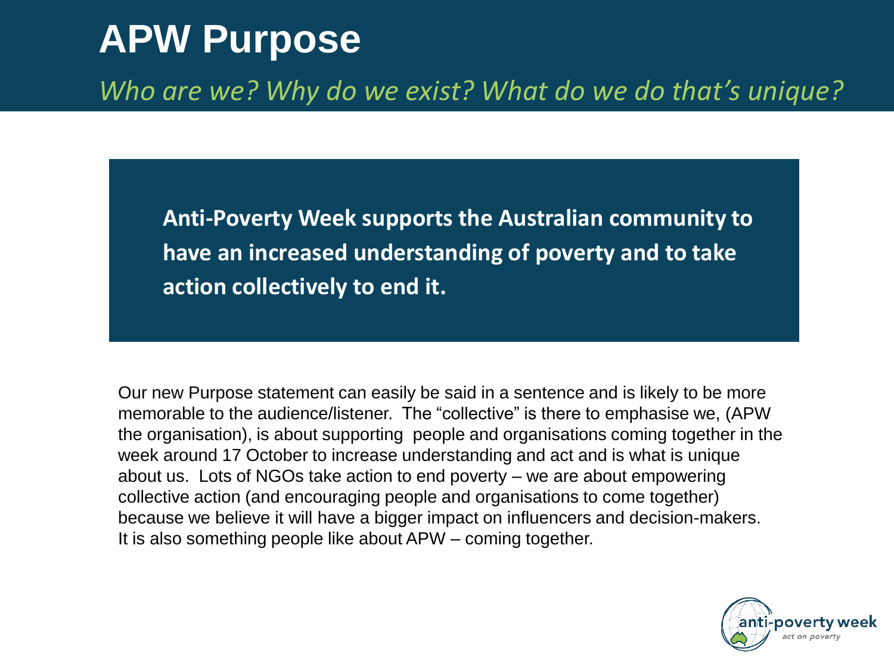# APW Purpose

*Who are we? Why do we exist? What do we do that's unique?*

**Anti-Poverty Week supports the Australian community to have an increased understanding of poverty and to take action collectively to end it.**

Our new Purpose statement can easily be said in a sentence and is likely to be more memorable to the audience/listener. The "collective" is there to emphasise we, (APW the organisation), is about supporting people and organisations coming together in the week around 17 October to increase understanding and act and is what is unique about us. Lots of NGOs take action to end poverty – we are about empowering collective action (and encouraging people and organisations to come together) because we believe it will have a bigger impact on influencers and decision-makers. It is also something people like about APW – coming together.

anti-poverty week
*act on poverty*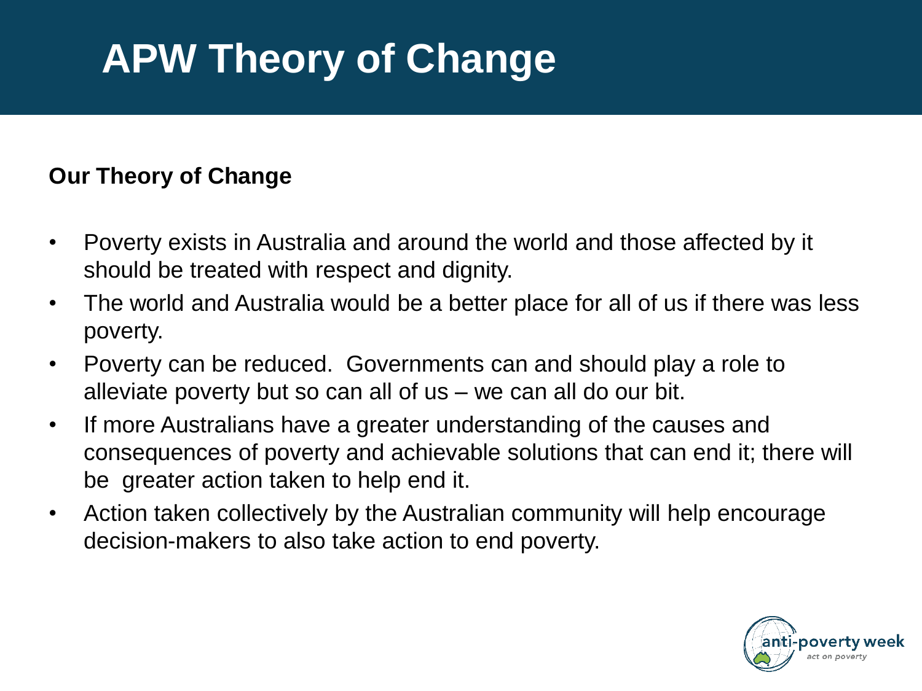# APW Theory of Change

**Our Theory of Change**

- Poverty exists in Australia and around the world and those affected by it should be treated with respect and dignity.
- The world and Australia would be a better place for all of us if there was less poverty.
- Poverty can be reduced. Governments can and should play a role to alleviate poverty but so can all of us – we can all do our bit.
- If more Australians have a greater understanding of the causes and consequences of poverty and achievable solutions that can end it; there will be greater action taken to help end it.
- Action taken collectively by the Australian community will help encourage decision-makers to also take action to end poverty.

anti-poverty week
*act on poverty*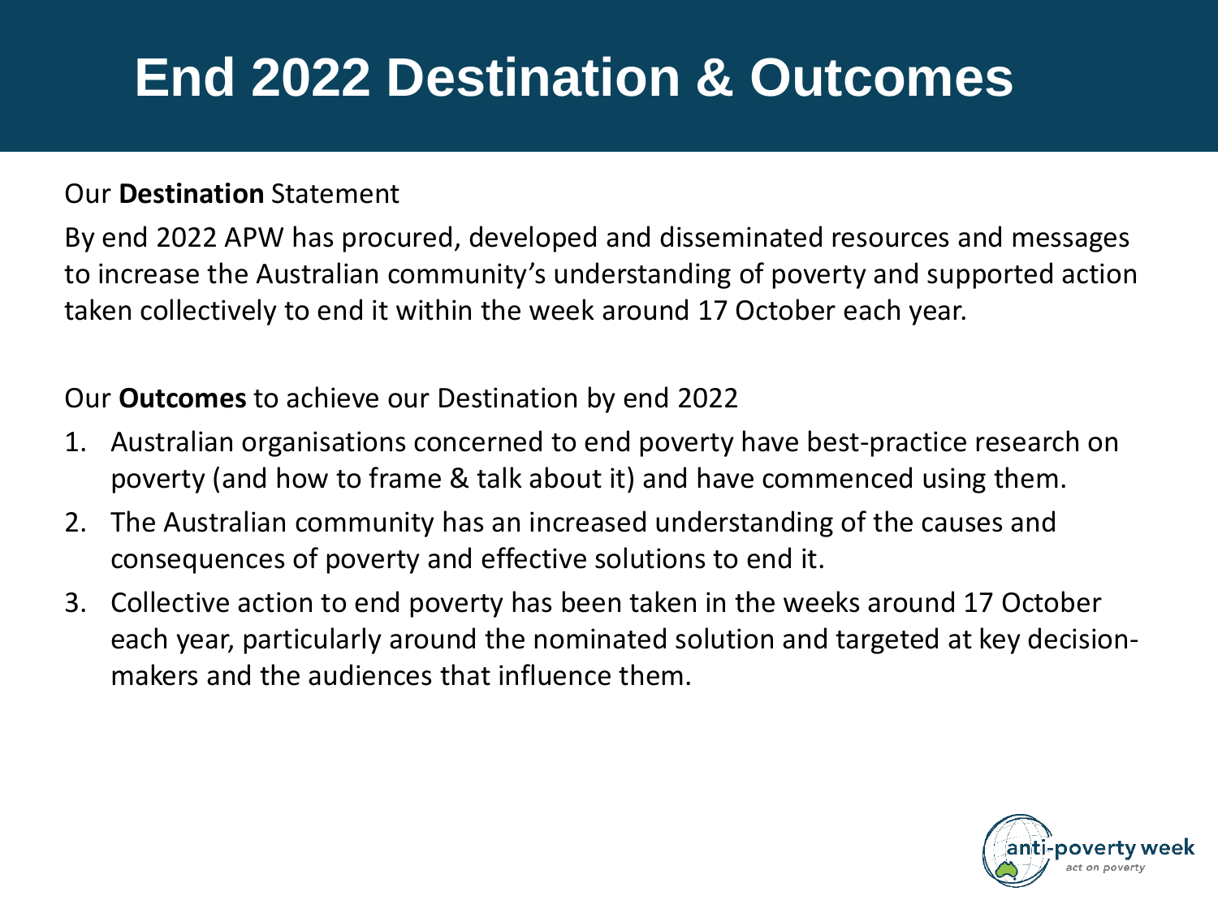# End 2022 Destination & Outcomes

Our **Destination** Statement

By end 2022 APW has procured, developed and disseminated resources and messages to increase the Australian community's understanding of poverty and supported action taken collectively to end it within the week around 17 October each year.

Our **Outcomes** to achieve our Destination by end 2022

1. Australian organisations concerned to end poverty have best-practice research on poverty (and how to frame & talk about it) and have commenced using them.
2. The Australian community has an increased understanding of the causes and consequences of poverty and effective solutions to end it.
3. Collective action to end poverty has been taken in the weeks around 17 October each year, particularly around the nominated solution and targeted at key decision-makers and the audiences that influence them.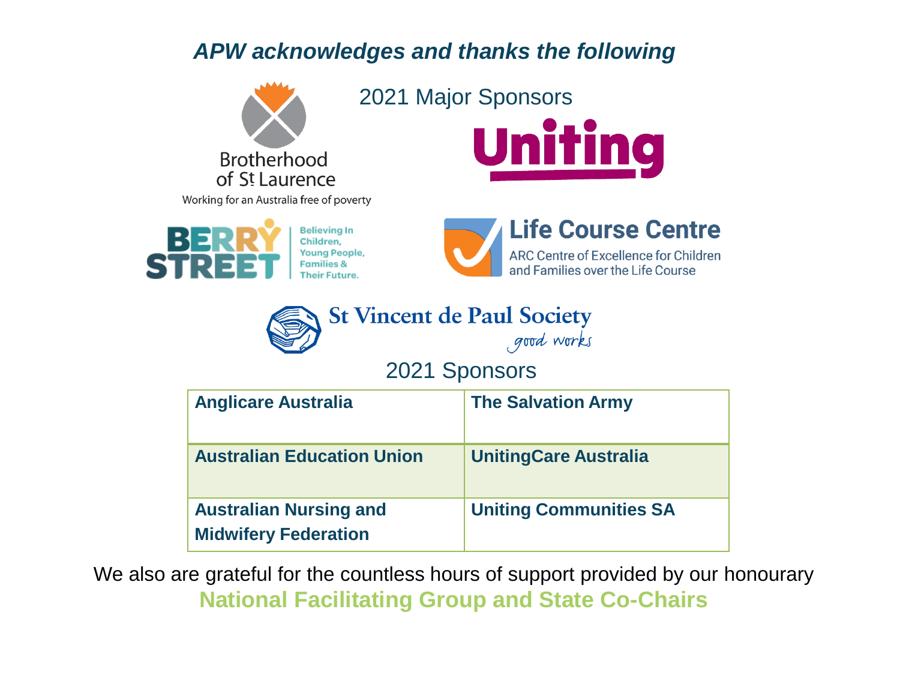***APW acknowledges and thanks the following***

2021 Major Sponsors

Brotherhood of St Laurence
Working for an Australia free of poverty

Uniting

BERRY STREET
Believing In Children, Young People, Families & Their Future.

Life Course Centre
ARC Centre of Excellence for Children and Families over the Life Course

St Vincent de Paul Society
good works

2021 Sponsors

| | |
|---|---|
| **Anglicare Australia** | **The Salvation Army** |
| **Australian Education Union** | **UnitingCare Australia** |
| **Australian Nursing and Midwifery Federation** | **Uniting Communities SA** |

We also are grateful for the countless hours of support provided by our honourary
**National Facilitating Group and State Co-Chairs**